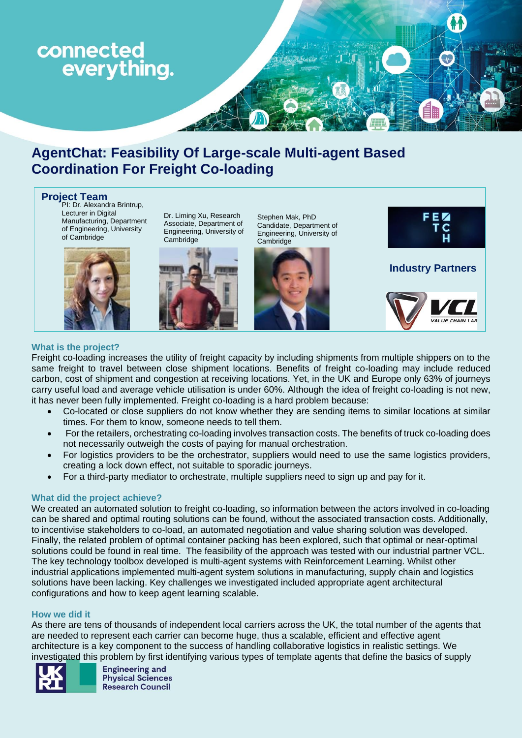connected everything.

# AgentChat: Feasibility Of Large-scale Multi-agent Based Coordination For Freight Co-loading

## Project Team

PI: Dr. Alexandra Brintrup, Lecturer in Digital Manufacturing, Department of Engineering, University of Cambridge

Dr. Liming Xu, Research Associate, Department of Engineering, University of Cambridge

Stephen Mak, PhD Candidate, Department of Engineering, University of Cambridge

**Industry Partners**

FETCH

VCL VALUE CHAIN LAB

### What is the project?

Freight co-loading increases the utility of freight capacity by including shipments from multiple shippers on to the same freight to travel between close shipment locations. Benefits of freight co-loading may include reduced carbon, cost of shipment and congestion at receiving locations. Yet, in the UK and Europe only 63% of journeys carry useful load and average vehicle utilisation is under 60%. Although the idea of freight co-loading is not new, it has never been fully implemented. Freight co-loading is a hard problem because:

- Co-located or close suppliers do not know whether they are sending items to similar locations at similar times. For them to know, someone needs to tell them.
- For the retailers, orchestrating co-loading involves transaction costs. The benefits of truck co-loading does not necessarily outweigh the costs of paying for manual orchestration.
- For logistics providers to be the orchestrator, suppliers would need to use the same logistics providers, creating a lock down effect, not suitable to sporadic journeys.
- For a third-party mediator to orchestrate, multiple suppliers need to sign up and pay for it.

### What did the project achieve?

We created an automated solution to freight co-loading, so information between the actors involved in co-loading can be shared and optimal routing solutions can be found, without the associated transaction costs. Additionally, to incentivise stakeholders to co-load, an automated negotiation and value sharing solution was developed. Finally, the related problem of optimal container packing has been explored, such that optimal or near-optimal solutions could be found in real time. The feasibility of the approach was tested with our industrial partner VCL. The key technology toolbox developed is multi-agent systems with Reinforcement Learning. Whilst other industrial applications implemented multi-agent system solutions in manufacturing, supply chain and logistics solutions have been lacking. Key challenges we investigated included appropriate agent architectural configurations and how to keep agent learning scalable.

### How we did it

As there are tens of thousands of independent local carriers across the UK, the total number of the agents that are needed to represent each carrier can become huge, thus a scalable, efficient and effective agent architecture is a key component to the success of handling collaborative logistics in realistic settings. We investigated this problem by first identifying various types of template agents that define the basics of supply

UKRI Engineering and Physical Sciences Research Council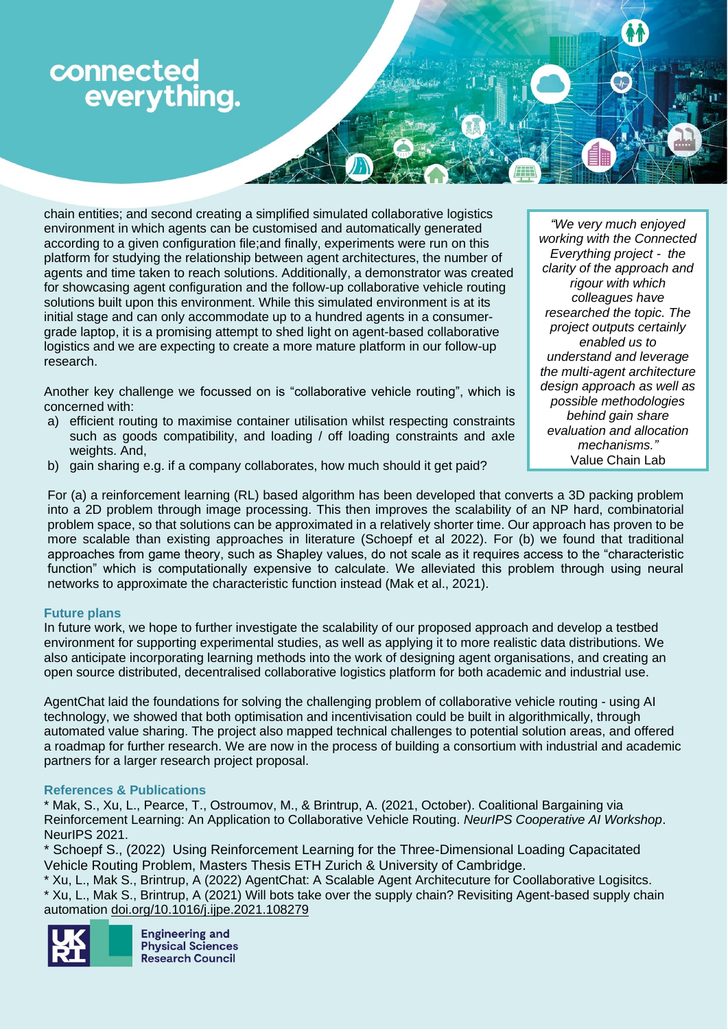chain entities; and second creating a simplified simulated collaborative logistics environment in which agents can be customised and automatically generated according to a given configuration file;and finally, experiments were run on this platform for studying the relationship between agent architectures, the number of agents and time taken to reach solutions. Additionally, a demonstrator was created for showcasing agent configuration and the follow-up collaborative vehicle routing solutions built upon this environment. While this simulated environment is at its initial stage and can only accommodate up to a hundred agents in a consumer-grade laptop, it is a promising attempt to shed light on agent-based collaborative logistics and we are expecting to create a more mature platform in our follow-up research.

Another key challenge we focussed on is "collaborative vehicle routing", which is concerned with:

a) efficient routing to maximise container utilisation whilst respecting constraints such as goods compatibility, and loading / off loading constraints and axle weights. And,
b) gain sharing e.g. if a company collaborates, how much should it get paid?

> *"We very much enjoyed working with the Connected Everything project - the clarity of the approach and rigour with which colleagues have researched the topic. The project outputs certainly enabled us to understand and leverage the multi-agent architecture design approach as well as possible methodologies behind gain share evaluation and allocation mechanisms."*
> Value Chain Lab

For (a) a reinforcement learning (RL) based algorithm has been developed that converts a 3D packing problem into a 2D problem through image processing. This then improves the scalability of an NP hard, combinatorial problem space, so that solutions can be approximated in a relatively shorter time. Our approach has proven to be more scalable than existing approaches in literature (Schoepf et al 2022). For (b) we found that traditional approaches from game theory, such as Shapley values, do not scale as it requires access to the "characteristic function" which is computationally expensive to calculate. We alleviated this problem through using neural networks to approximate the characteristic function instead (Mak et al., 2021).

### Future plans

In future work, we hope to further investigate the scalability of our proposed approach and develop a testbed environment for supporting experimental studies, as well as applying it to more realistic data distributions. We also anticipate incorporating learning methods into the work of designing agent organisations, and creating an open source distributed, decentralised collaborative logistics platform for both academic and industrial use.

AgentChat laid the foundations for solving the challenging problem of collaborative vehicle routing - using AI technology, we showed that both optimisation and incentivisation could be built in algorithmically, through automated value sharing. The project also mapped technical challenges to potential solution areas, and offered a roadmap for further research. We are now in the process of building a consortium with industrial and academic partners for a larger research project proposal.

### References & Publications

* Mak, S., Xu, L., Pearce, T., Ostroumov, M., & Brintrup, A. (2021, October). Coalitional Bargaining via Reinforcement Learning: An Application to Collaborative Vehicle Routing. *NeurIPS Cooperative AI Workshop*. NeurIPS 2021.
* Schoepf S., (2022) Using Reinforcement Learning for the Three-Dimensional Loading Capacitated Vehicle Routing Problem, Masters Thesis ETH Zurich & University of Cambridge.
* Xu, L., Mak S., Brintrup, A (2022) AgentChat: A Scalable Agent Architecuture for Coollaborative Logisitcs.
* Xu, L., Mak S., Brintrup, A (2021) Will bots take over the supply chain? Revisiting Agent-based supply chain automation doi.org/10.1016/j.ijpe.2021.108279

Engineering and Physical Sciences Research Council